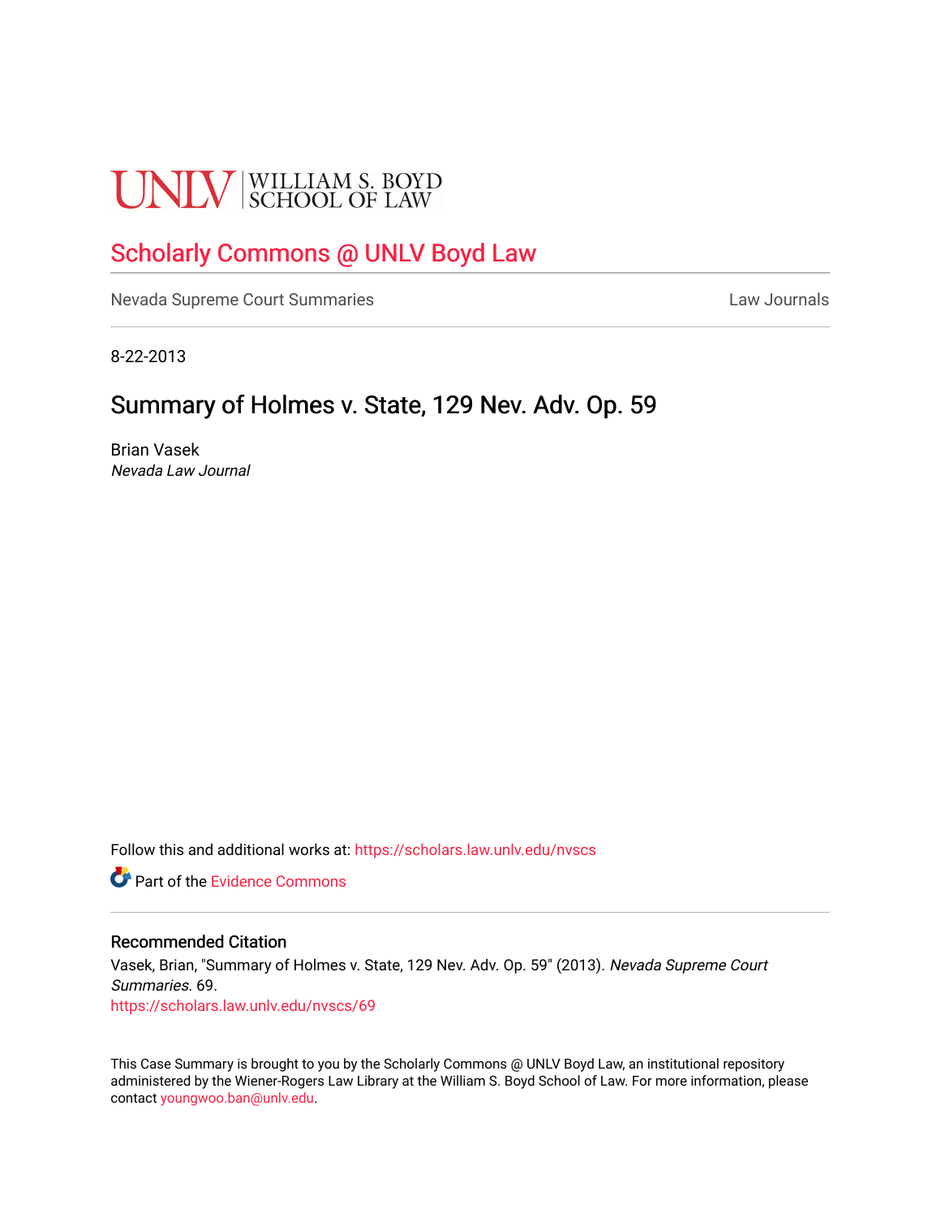UNLV | WILLIAM S. BOYD SCHOOL OF LAW

# Scholarly Commons @ UNLV Boyd Law

Nevada Supreme Court Summaries

Law Journals

8-22-2013

## Summary of Holmes v. State, 129 Nev. Adv. Op. 59

Brian Vasek
*Nevada Law Journal*

Follow this and additional works at: https://scholars.law.unlv.edu/nvscs

Part of the Evidence Commons

### Recommended Citation

Vasek, Brian, "Summary of Holmes v. State, 129 Nev. Adv. Op. 59" (2013). *Nevada Supreme Court Summaries*. 69.
https://scholars.law.unlv.edu/nvscs/69

This Case Summary is brought to you by the Scholarly Commons @ UNLV Boyd Law, an institutional repository administered by the Wiener-Rogers Law Library at the William S. Boyd School of Law. For more information, please contact youngwoo.ban@unlv.edu.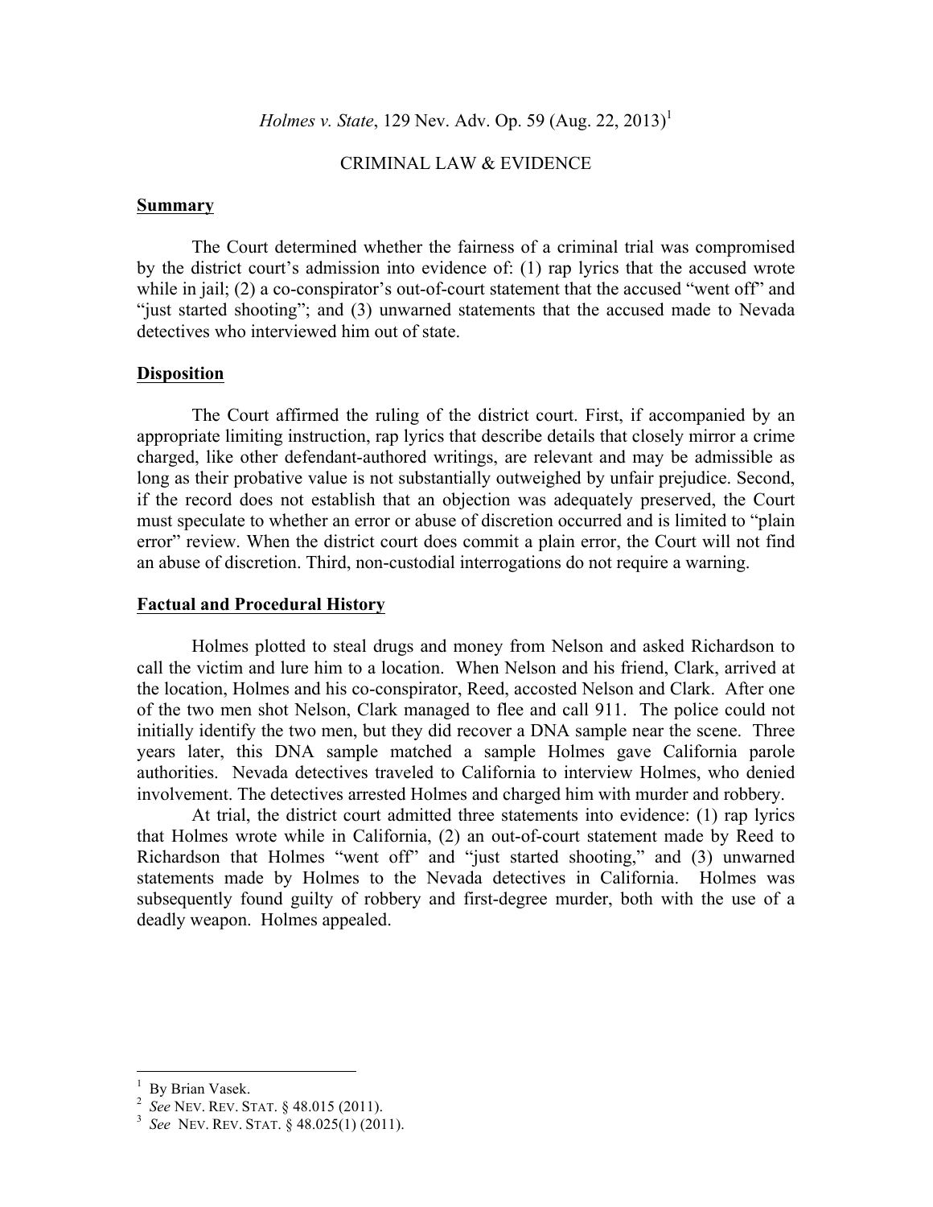*Holmes v. State*, 129 Nev. Adv. Op. 59 (Aug. 22, 2013)[1]

CRIMINAL LAW & EVIDENCE

## Summary

The Court determined whether the fairness of a criminal trial was compromised by the district court's admission into evidence of: (1) rap lyrics that the accused wrote while in jail; (2) a co-conspirator's out-of-court statement that the accused "went off" and "just started shooting"; and (3) unwarned statements that the accused made to Nevada detectives who interviewed him out of state.

## Disposition

The Court affirmed the ruling of the district court. First, if accompanied by an appropriate limiting instruction, rap lyrics that describe details that closely mirror a crime charged, like other defendant-authored writings, are relevant and may be admissible as long as their probative value is not substantially outweighed by unfair prejudice. Second, if the record does not establish that an objection was adequately preserved, the Court must speculate to whether an error or abuse of discretion occurred and is limited to "plain error" review. When the district court does commit a plain error, the Court will not find an abuse of discretion. Third, non-custodial interrogations do not require a warning.

## Factual and Procedural History

Holmes plotted to steal drugs and money from Nelson and asked Richardson to call the victim and lure him to a location. When Nelson and his friend, Clark, arrived at the location, Holmes and his co-conspirator, Reed, accosted Nelson and Clark. After one of the two men shot Nelson, Clark managed to flee and call 911. The police could not initially identify the two men, but they did recover a DNA sample near the scene. Three years later, this DNA sample matched a sample Holmes gave California parole authorities. Nevada detectives traveled to California to interview Holmes, who denied involvement. The detectives arrested Holmes and charged him with murder and robbery.

At trial, the district court admitted three statements into evidence: (1) rap lyrics that Holmes wrote while in California, (2) an out-of-court statement made by Reed to Richardson that Holmes "went off" and "just started shooting," and (3) unwarned statements made by Holmes to the Nevada detectives in California. Holmes was subsequently found guilty of robbery and first-degree murder, both with the use of a deadly weapon. Holmes appealed.

---

[1] By Brian Vasek.

[2] *See* NEV. REV. STAT. § 48.015 (2011).

[3] *See* NEV. REV. STAT. § 48.025(1) (2011).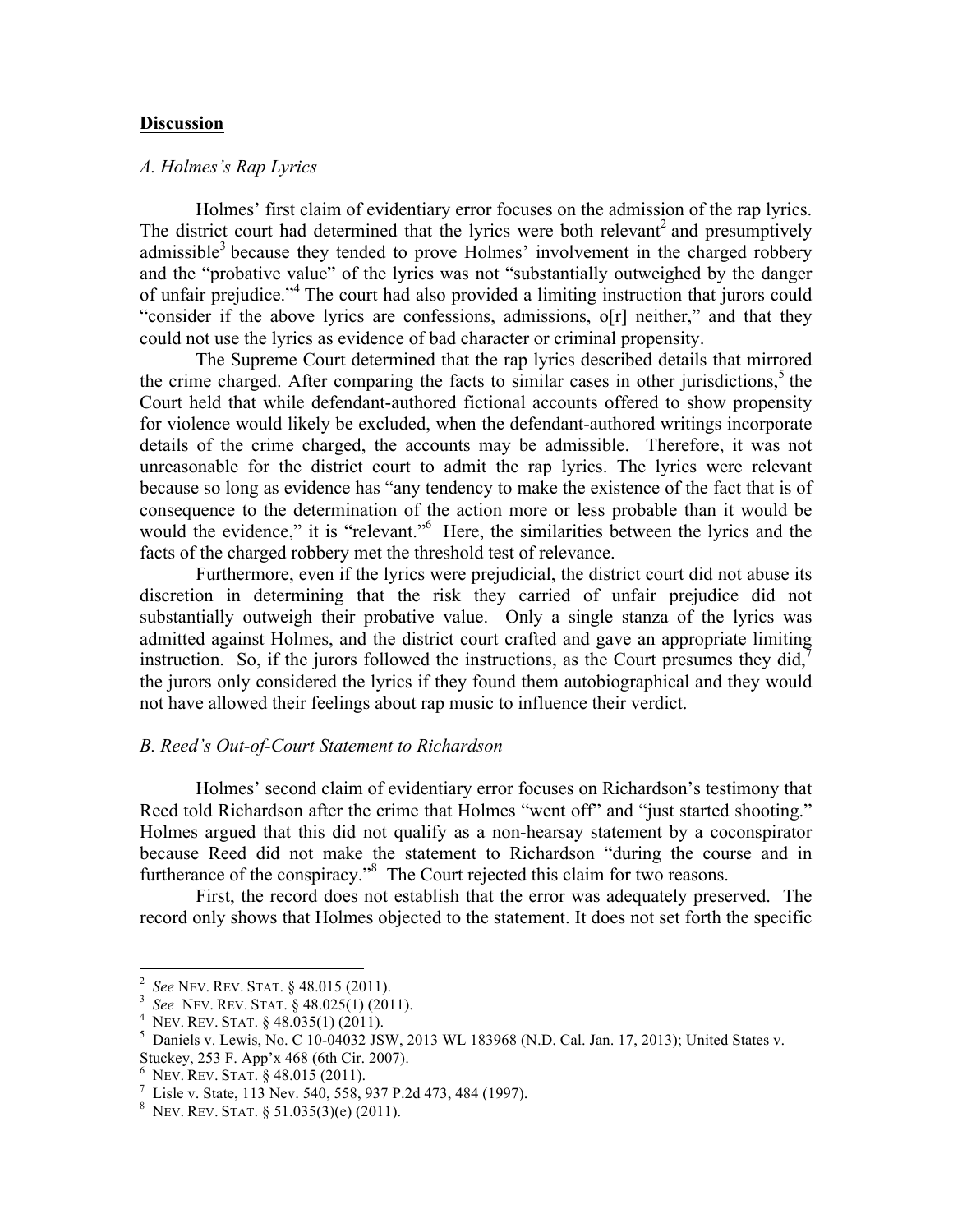## **Discussion**

*A. Holmes's Rap Lyrics*

Holmes' first claim of evidentiary error focuses on the admission of the rap lyrics. The district court had determined that the lyrics were both relevant[2] and presumptively admissible[3] because they tended to prove Holmes' involvement in the charged robbery and the "probative value" of the lyrics was not "substantially outweighed by the danger of unfair prejudice."[4] The court had also provided a limiting instruction that jurors could "consider if the above lyrics are confessions, admissions, o[r] neither," and that they could not use the lyrics as evidence of bad character or criminal propensity.

The Supreme Court determined that the rap lyrics described details that mirrored the crime charged. After comparing the facts to similar cases in other jurisdictions,[5] the Court held that while defendant-authored fictional accounts offered to show propensity for violence would likely be excluded, when the defendant-authored writings incorporate details of the crime charged, the accounts may be admissible. Therefore, it was not unreasonable for the district court to admit the rap lyrics. The lyrics were relevant because so long as evidence has "any tendency to make the existence of the fact that is of consequence to the determination of the action more or less probable than it would be would the evidence," it is "relevant."[6] Here, the similarities between the lyrics and the facts of the charged robbery met the threshold test of relevance.

Furthermore, even if the lyrics were prejudicial, the district court did not abuse its discretion in determining that the risk they carried of unfair prejudice did not substantially outweigh their probative value. Only a single stanza of the lyrics was admitted against Holmes, and the district court crafted and gave an appropriate limiting instruction. So, if the jurors followed the instructions, as the Court presumes they did,[7] the jurors only considered the lyrics if they found them autobiographical and they would not have allowed their feelings about rap music to influence their verdict.

*B. Reed's Out-of-Court Statement to Richardson*

Holmes' second claim of evidentiary error focuses on Richardson's testimony that Reed told Richardson after the crime that Holmes "went off" and "just started shooting." Holmes argued that this did not qualify as a non-hearsay statement by a coconspirator because Reed did not make the statement to Richardson "during the course and in furtherance of the conspiracy."[8] The Court rejected this claim for two reasons.

First, the record does not establish that the error was adequately preserved. The record only shows that Holmes objected to the statement. It does not set forth the specific

---

[2] *See* NEV. REV. STAT. § 48.015 (2011).

[3] *See* NEV. REV. STAT. § 48.025(1) (2011).

[4] NEV. REV. STAT. § 48.035(1) (2011).

[5] Daniels v. Lewis, No. C 10-04032 JSW, 2013 WL 183968 (N.D. Cal. Jan. 17, 2013); United States v. Stuckey, 253 F. App'x 468 (6th Cir. 2007).

[6] NEV. REV. STAT. § 48.015 (2011).

[7] Lisle v. State, 113 Nev. 540, 558, 937 P.2d 473, 484 (1997).

[8] NEV. REV. STAT. § 51.035(3)(e) (2011).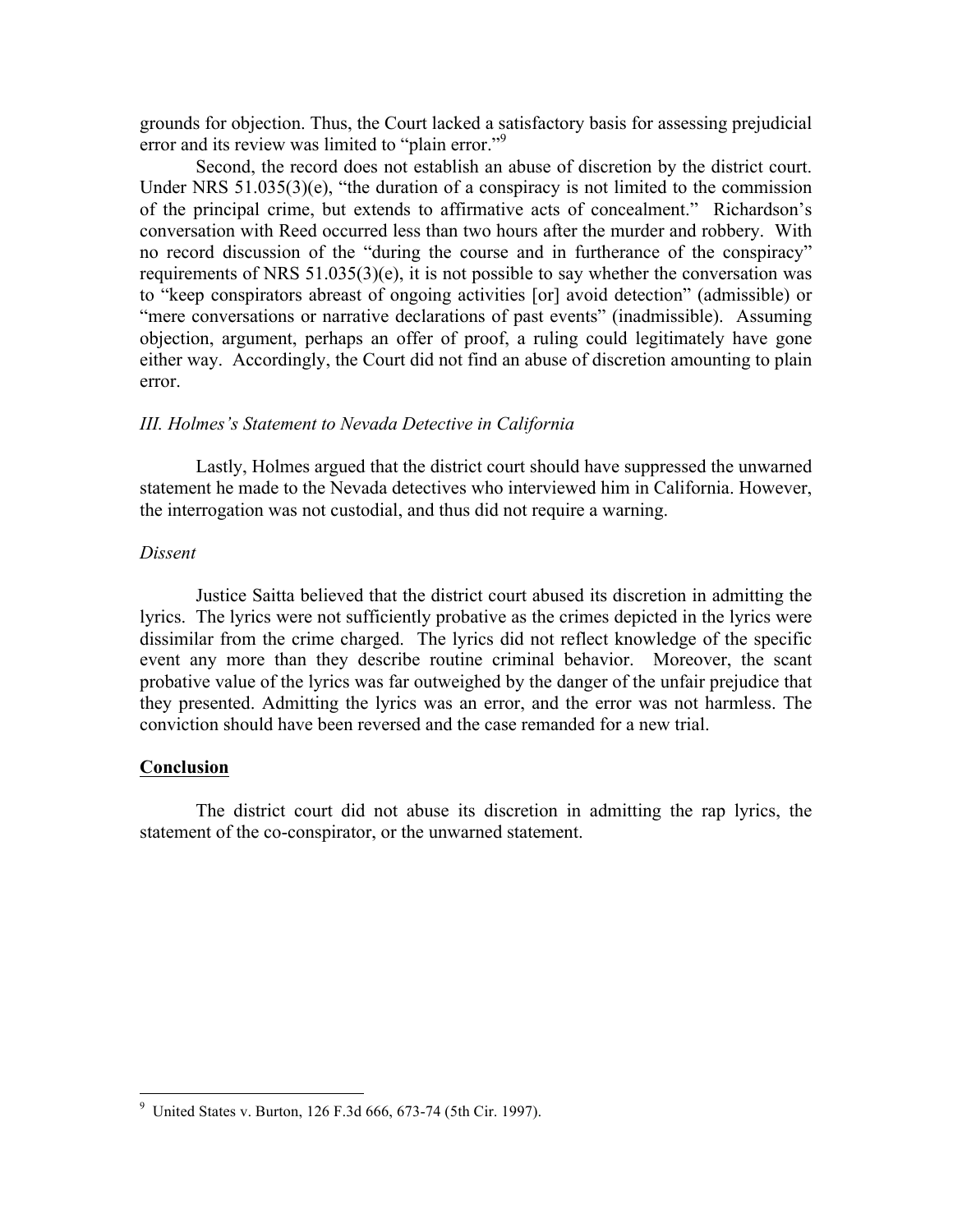grounds for objection. Thus, the Court lacked a satisfactory basis for assessing prejudicial error and its review was limited to "plain error."[9]

Second, the record does not establish an abuse of discretion by the district court. Under NRS 51.035(3)(e), "the duration of a conspiracy is not limited to the commission of the principal crime, but extends to affirmative acts of concealment." Richardson's conversation with Reed occurred less than two hours after the murder and robbery. With no record discussion of the "during the course and in furtherance of the conspiracy" requirements of NRS 51.035(3)(e), it is not possible to say whether the conversation was to "keep conspirators abreast of ongoing activities [or] avoid detection" (admissible) or "mere conversations or narrative declarations of past events" (inadmissible). Assuming objection, argument, perhaps an offer of proof, a ruling could legitimately have gone either way. Accordingly, the Court did not find an abuse of discretion amounting to plain error.

*III. Holmes's Statement to Nevada Detective in California*

Lastly, Holmes argued that the district court should have suppressed the unwarned statement he made to the Nevada detectives who interviewed him in California. However, the interrogation was not custodial, and thus did not require a warning.

*Dissent*

Justice Saitta believed that the district court abused its discretion in admitting the lyrics. The lyrics were not sufficiently probative as the crimes depicted in the lyrics were dissimilar from the crime charged. The lyrics did not reflect knowledge of the specific event any more than they describe routine criminal behavior. Moreover, the scant probative value of the lyrics was far outweighed by the danger of the unfair prejudice that they presented. Admitting the lyrics was an error, and the error was not harmless. The conviction should have been reversed and the case remanded for a new trial.

**Conclusion**

The district court did not abuse its discretion in admitting the rap lyrics, the statement of the co-conspirator, or the unwarned statement.

[9] United States v. Burton, 126 F.3d 666, 673-74 (5th Cir. 1997).